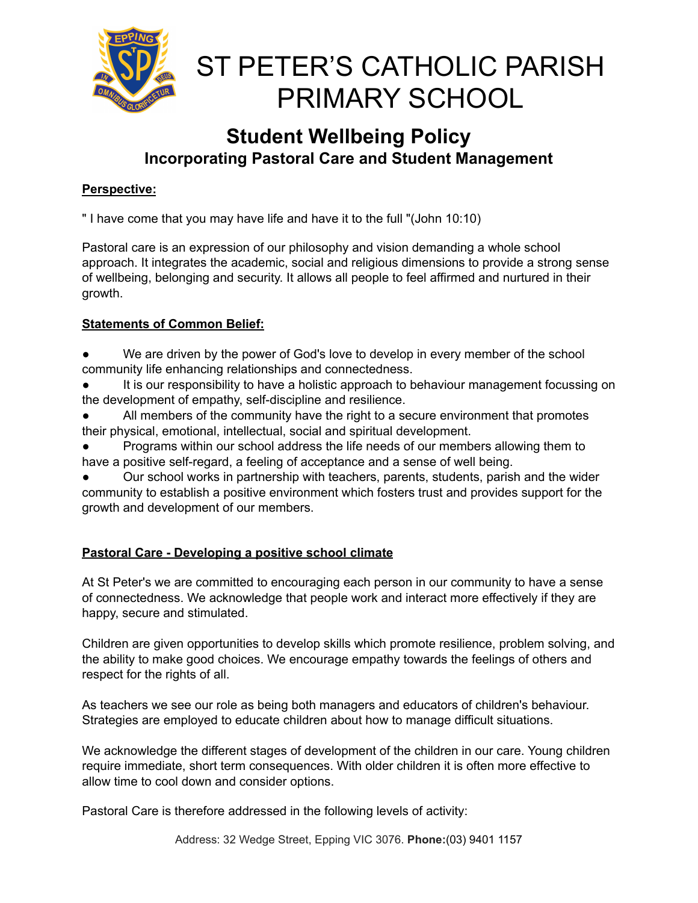# ST PETER'S CATHOLIC PARISH PRIMARY SCHOOL

## Student Wellbeing Policy
### Incorporating Pastoral Care and Student Management

**Perspective:**

" I have come that you may have life and have it to the full "(John 10:10)

Pastoral care is an expression of our philosophy and vision demanding a whole school approach. It integrates the academic, social and religious dimensions to provide a strong sense of wellbeing, belonging and security. It allows all people to feel affirmed and nurtured in their growth.

**Statements of Common Belief:**

- We are driven by the power of God's love to develop in every member of the school community life enhancing relationships and connectedness.
- It is our responsibility to have a holistic approach to behaviour management focussing on the development of empathy, self-discipline and resilience.
- All members of the community have the right to a secure environment that promotes their physical, emotional, intellectual, social and spiritual development.
- Programs within our school address the life needs of our members allowing them to have a positive self-regard, a feeling of acceptance and a sense of well being.
- Our school works in partnership with teachers, parents, students, parish and the wider community to establish a positive environment which fosters trust and provides support for the growth and development of our members.

**Pastoral Care - Developing a positive school climate**

At St Peter's we are committed to encouraging each person in our community to have a sense of connectedness. We acknowledge that people work and interact more effectively if they are happy, secure and stimulated.

Children are given opportunities to develop skills which promote resilience, problem solving, and the ability to make good choices. We encourage empathy towards the feelings of others and respect for the rights of all.

As teachers we see our role as being both managers and educators of children's behaviour. Strategies are employed to educate children about how to manage difficult situations.

We acknowledge the different stages of development of the children in our care. Young children require immediate, short term consequences. With older children it is often more effective to allow time to cool down and consider options.

Pastoral Care is therefore addressed in the following levels of activity: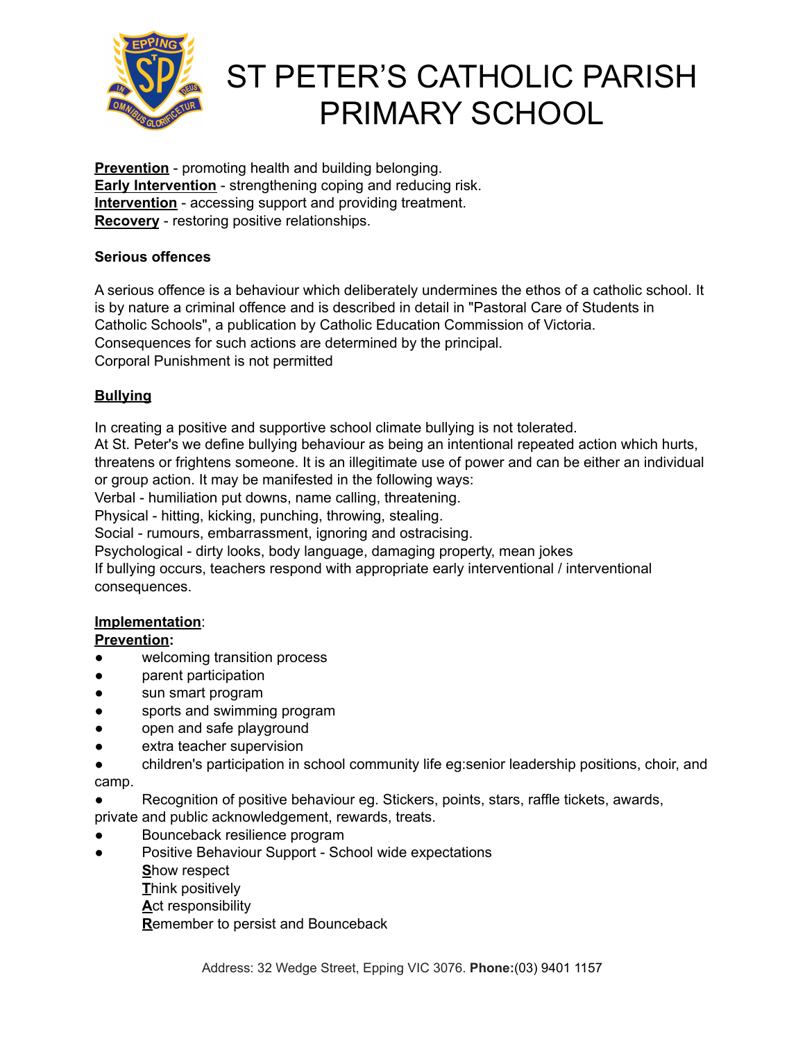# ST PETER'S CATHOLIC PARISH PRIMARY SCHOOL

**Prevention** - promoting health and building belonging.
**Early Intervention** - strengthening coping and reducing risk.
**Intervention** - accessing support and providing treatment.
**Recovery** - restoring positive relationships.

**Serious offences**

A serious offence is a behaviour which deliberately undermines the ethos of a catholic school. It is by nature a criminal offence and is described in detail in "Pastoral Care of Students in Catholic Schools", a publication by Catholic Education Commission of Victoria.
Consequences for such actions are determined by the principal.
Corporal Punishment is not permitted

**Bullying**

In creating a positive and supportive school climate bullying is not tolerated.
At St. Peter's we define bullying behaviour as being an intentional repeated action which hurts, threatens or frightens someone. It is an illegitimate use of power and can be either an individual or group action. It may be manifested in the following ways:
Verbal - humiliation put downs, name calling, threatening.
Physical - hitting, kicking, punching, throwing, stealing.
Social - rumours, embarrassment, ignoring and ostracising.
Psychological - dirty looks, body language, damaging property, mean jokes
If bullying occurs, teachers respond with appropriate early interventional / interventional consequences.

**Implementation**:
**Prevention:**

- welcoming transition process
- parent participation
- sun smart program
- sports and swimming program
- open and safe playground
- extra teacher supervision
- children's participation in school community life eg:senior leadership positions, choir, and camp.
- Recognition of positive behaviour eg. Stickers, points, stars, raffle tickets, awards, private and public acknowledgement, rewards, treats.
- Bounceback resilience program
- Positive Behaviour Support - School wide expectations
  **S**how respect
  **T**hink positively
  **A**ct responsibility
  **R**emember to persist and Bounceback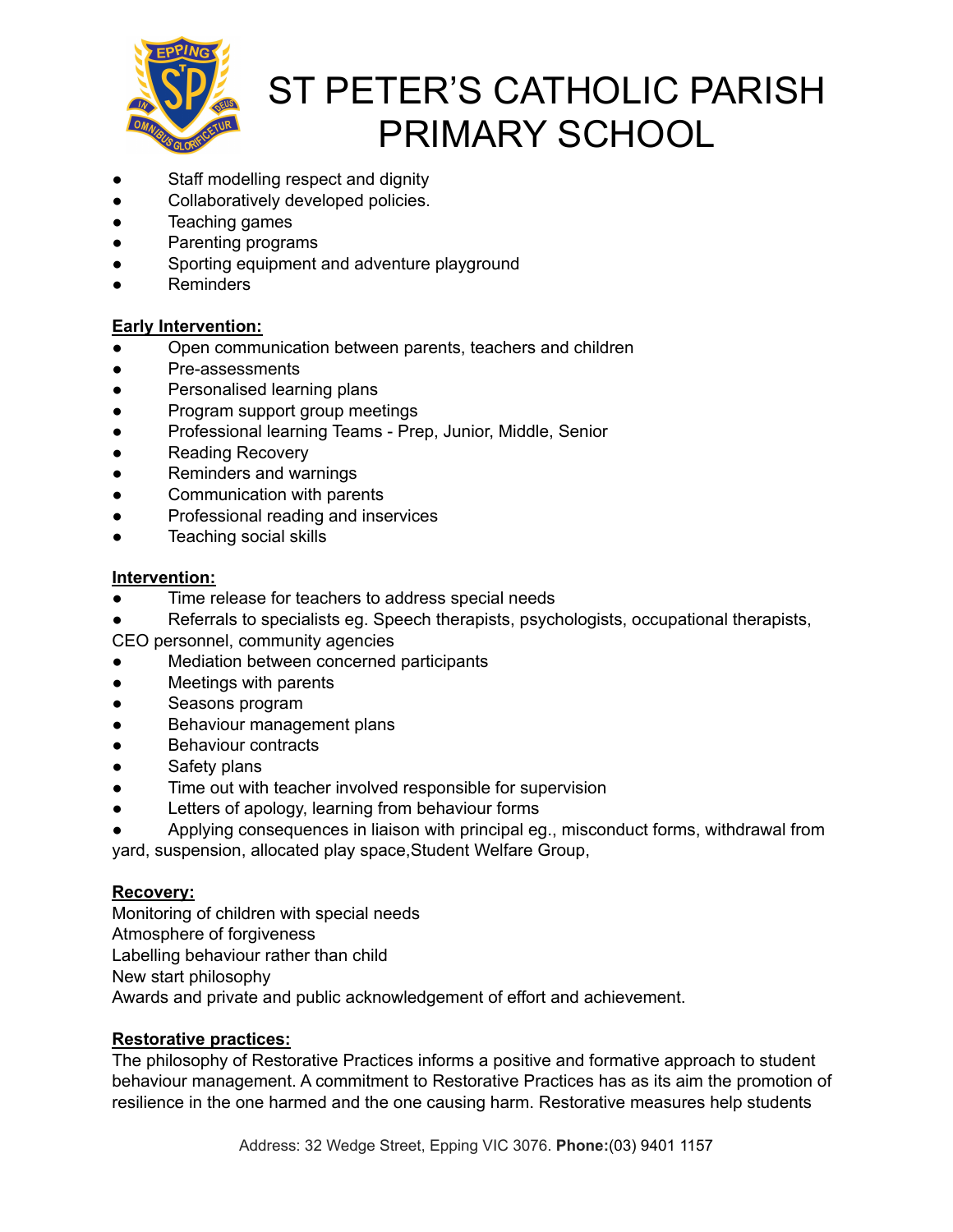- Staff modelling respect and dignity
- Collaboratively developed policies.
- Teaching games
- Parenting programs
- Sporting equipment and adventure playground
- Reminders

**Early Intervention:**

- Open communication between parents, teachers and children
- Pre-assessments
- Personalised learning plans
- Program support group meetings
- Professional learning Teams - Prep, Junior, Middle, Senior
- Reading Recovery
- Reminders and warnings
- Communication with parents
- Professional reading and inservices
- Teaching social skills

**Intervention:**

- Time release for teachers to address special needs
- Referrals to specialists eg. Speech therapists, psychologists, occupational therapists, CEO personnel, community agencies
- Mediation between concerned participants
- Meetings with parents
- Seasons program
- Behaviour management plans
- Behaviour contracts
- Safety plans
- Time out with teacher involved responsible for supervision
- Letters of apology, learning from behaviour forms
- Applying consequences in liaison with principal eg., misconduct forms, withdrawal from yard, suspension, allocated play space,Student Welfare Group,

**Recovery:**

Monitoring of children with special needs
Atmosphere of forgiveness
Labelling behaviour rather than child
New start philosophy
Awards and private and public acknowledgement of effort and achievement.

**Restorative practices:**

The philosophy of Restorative Practices informs a positive and formative approach to student behaviour management. A commitment to Restorative Practices has as its aim the promotion of resilience in the one harmed and the one causing harm. Restorative measures help students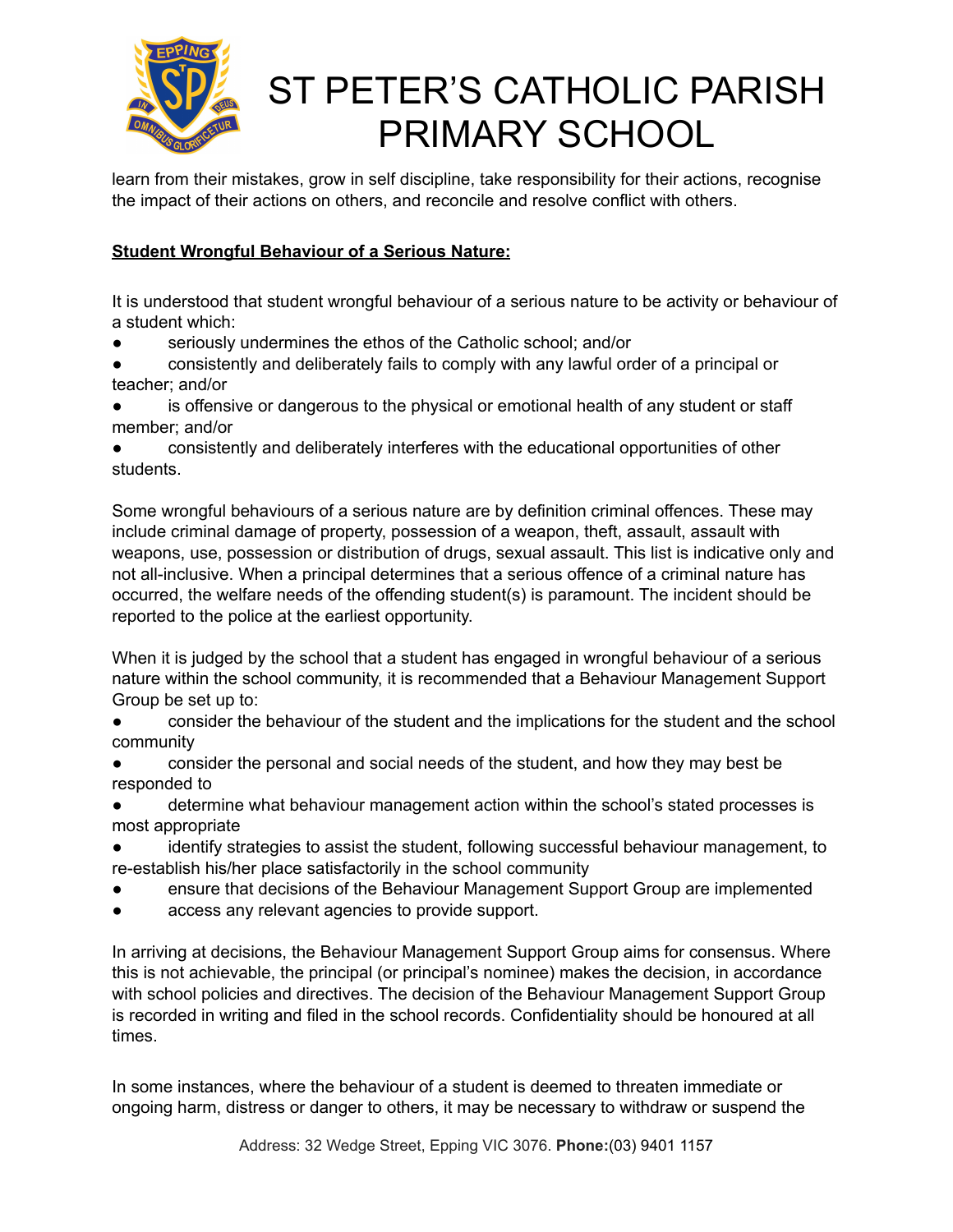learn from their mistakes, grow in self discipline, take responsibility for their actions, recognise the impact of their actions on others, and reconcile and resolve conflict with others.

**Student Wrongful Behaviour of a Serious Nature:**

It is understood that student wrongful behaviour of a serious nature to be activity or behaviour of a student which:

- seriously undermines the ethos of the Catholic school; and/or
- consistently and deliberately fails to comply with any lawful order of a principal or teacher; and/or
- is offensive or dangerous to the physical or emotional health of any student or staff member; and/or
- consistently and deliberately interferes with the educational opportunities of other students.

Some wrongful behaviours of a serious nature are by definition criminal offences. These may include criminal damage of property, possession of a weapon, theft, assault, assault with weapons, use, possession or distribution of drugs, sexual assault. This list is indicative only and not all-inclusive. When a principal determines that a serious offence of a criminal nature has occurred, the welfare needs of the offending student(s) is paramount. The incident should be reported to the police at the earliest opportunity.

When it is judged by the school that a student has engaged in wrongful behaviour of a serious nature within the school community, it is recommended that a Behaviour Management Support Group be set up to:

- consider the behaviour of the student and the implications for the student and the school community
- consider the personal and social needs of the student, and how they may best be responded to
- determine what behaviour management action within the school's stated processes is most appropriate
- identify strategies to assist the student, following successful behaviour management, to re-establish his/her place satisfactorily in the school community
- ensure that decisions of the Behaviour Management Support Group are implemented
- access any relevant agencies to provide support.

In arriving at decisions, the Behaviour Management Support Group aims for consensus. Where this is not achievable, the principal (or principal's nominee) makes the decision, in accordance with school policies and directives. The decision of the Behaviour Management Support Group is recorded in writing and filed in the school records. Confidentiality should be honoured at all times.

In some instances, where the behaviour of a student is deemed to threaten immediate or ongoing harm, distress or danger to others, it may be necessary to withdraw or suspend the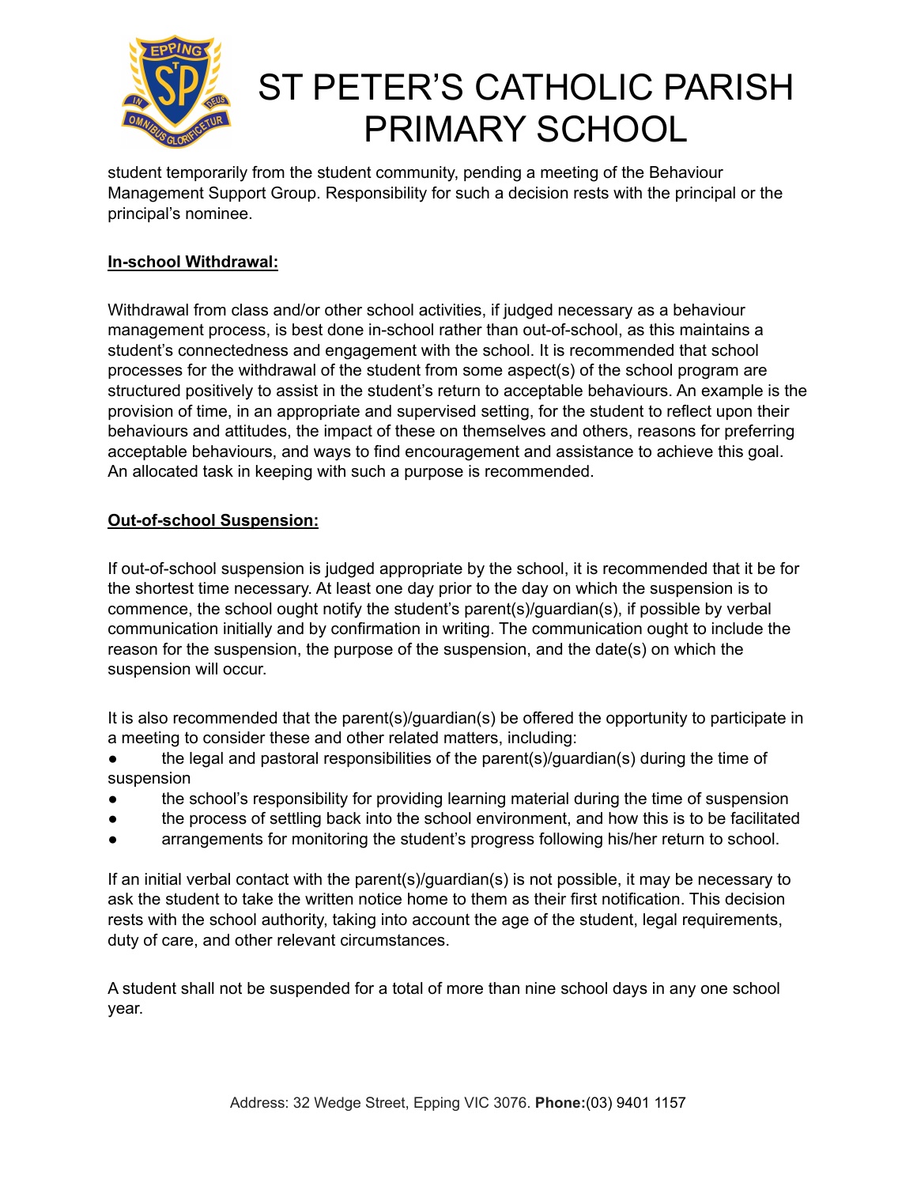student temporarily from the student community, pending a meeting of the Behaviour Management Support Group. Responsibility for such a decision rests with the principal or the principal's nominee.

**In-school Withdrawal:**

Withdrawal from class and/or other school activities, if judged necessary as a behaviour management process, is best done in-school rather than out-of-school, as this maintains a student's connectedness and engagement with the school. It is recommended that school processes for the withdrawal of the student from some aspect(s) of the school program are structured positively to assist in the student's return to acceptable behaviours. An example is the provision of time, in an appropriate and supervised setting, for the student to reflect upon their behaviours and attitudes, the impact of these on themselves and others, reasons for preferring acceptable behaviours, and ways to find encouragement and assistance to achieve this goal. An allocated task in keeping with such a purpose is recommended.

**Out-of-school Suspension:**

If out-of-school suspension is judged appropriate by the school, it is recommended that it be for the shortest time necessary. At least one day prior to the day on which the suspension is to commence, the school ought notify the student's parent(s)/guardian(s), if possible by verbal communication initially and by confirmation in writing. The communication ought to include the reason for the suspension, the purpose of the suspension, and the date(s) on which the suspension will occur.

It is also recommended that the parent(s)/guardian(s) be offered the opportunity to participate in a meeting to consider these and other related matters, including:

- the legal and pastoral responsibilities of the parent(s)/guardian(s) during the time of suspension
- the school's responsibility for providing learning material during the time of suspension
- the process of settling back into the school environment, and how this is to be facilitated
- arrangements for monitoring the student's progress following his/her return to school.

If an initial verbal contact with the parent(s)/guardian(s) is not possible, it may be necessary to ask the student to take the written notice home to them as their first notification. This decision rests with the school authority, taking into account the age of the student, legal requirements, duty of care, and other relevant circumstances.

A student shall not be suspended for a total of more than nine school days in any one school year.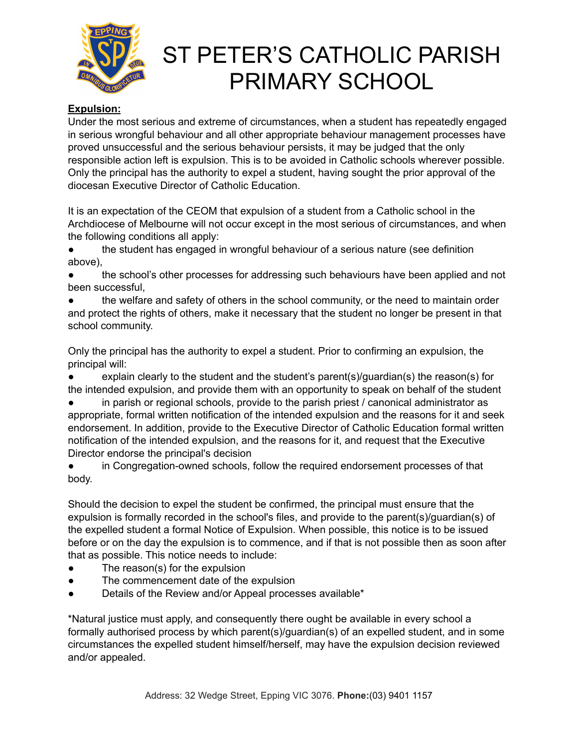# ST PETER'S CATHOLIC PARISH PRIMARY SCHOOL

**Expulsion:**

Under the most serious and extreme of circumstances, when a student has repeatedly engaged in serious wrongful behaviour and all other appropriate behaviour management processes have proved unsuccessful and the serious behaviour persists, it may be judged that the only responsible action left is expulsion. This is to be avoided in Catholic schools wherever possible. Only the principal has the authority to expel a student, having sought the prior approval of the diocesan Executive Director of Catholic Education.

It is an expectation of the CEOM that expulsion of a student from a Catholic school in the Archdiocese of Melbourne will not occur except in the most serious of circumstances, and when the following conditions all apply:

- the student has engaged in wrongful behaviour of a serious nature (see definition above),
- the school's other processes for addressing such behaviours have been applied and not been successful,
- the welfare and safety of others in the school community, or the need to maintain order and protect the rights of others, make it necessary that the student no longer be present in that school community.

Only the principal has the authority to expel a student. Prior to confirming an expulsion, the principal will:

- explain clearly to the student and the student's parent(s)/guardian(s) the reason(s) for the intended expulsion, and provide them with an opportunity to speak on behalf of the student
- in parish or regional schools, provide to the parish priest / canonical administrator as appropriate, formal written notification of the intended expulsion and the reasons for it and seek endorsement. In addition, provide to the Executive Director of Catholic Education formal written notification of the intended expulsion, and the reasons for it, and request that the Executive Director endorse the principal's decision
- in Congregation-owned schools, follow the required endorsement processes of that body.

Should the decision to expel the student be confirmed, the principal must ensure that the expulsion is formally recorded in the school's files, and provide to the parent(s)/guardian(s) of the expelled student a formal Notice of Expulsion. When possible, this notice is to be issued before or on the day the expulsion is to commence, and if that is not possible then as soon after that as possible. This notice needs to include:

- The reason(s) for the expulsion
- The commencement date of the expulsion
- Details of the Review and/or Appeal processes available*

*Natural justice must apply, and consequently there ought be available in every school a formally authorised process by which parent(s)/guardian(s) of an expelled student, and in some circumstances the expelled student himself/herself, may have the expulsion decision reviewed and/or appealed.

Address: 32 Wedge Street, Epping VIC 3076. **Phone:**(03) 9401 1157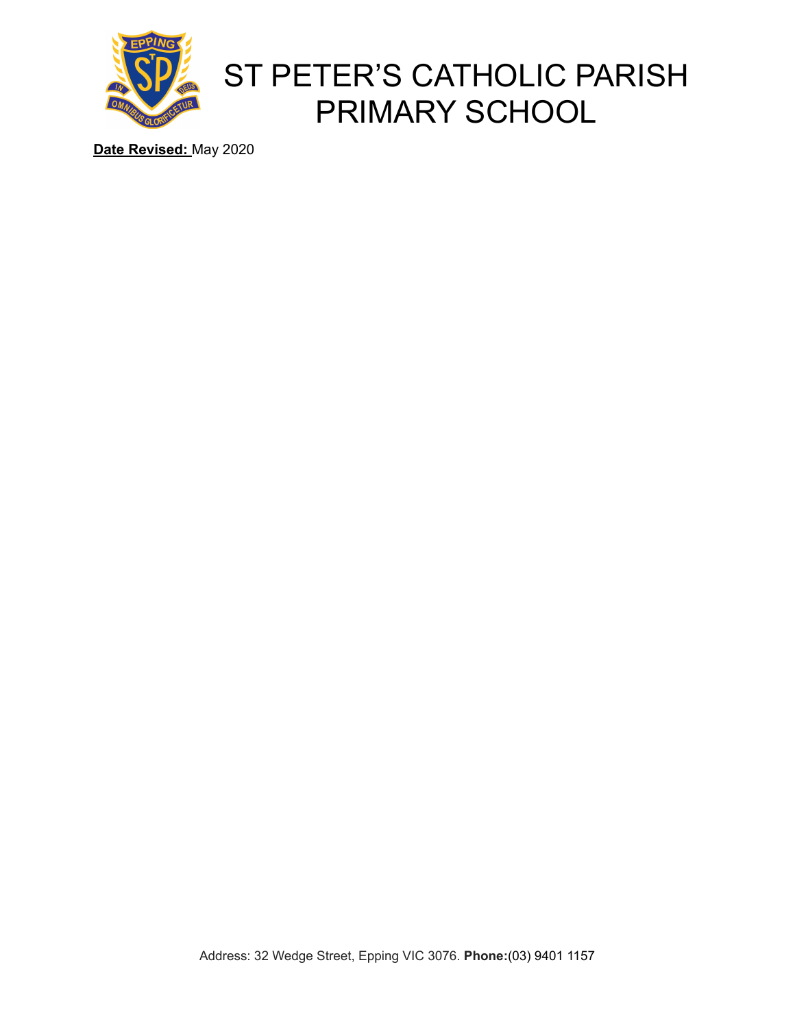# ST PETER'S CATHOLIC PARISH PRIMARY SCHOOL

**Date Revised:** May 2020

Address: 32 Wedge Street, Epping VIC 3076. **Phone:**(03) 9401 1157